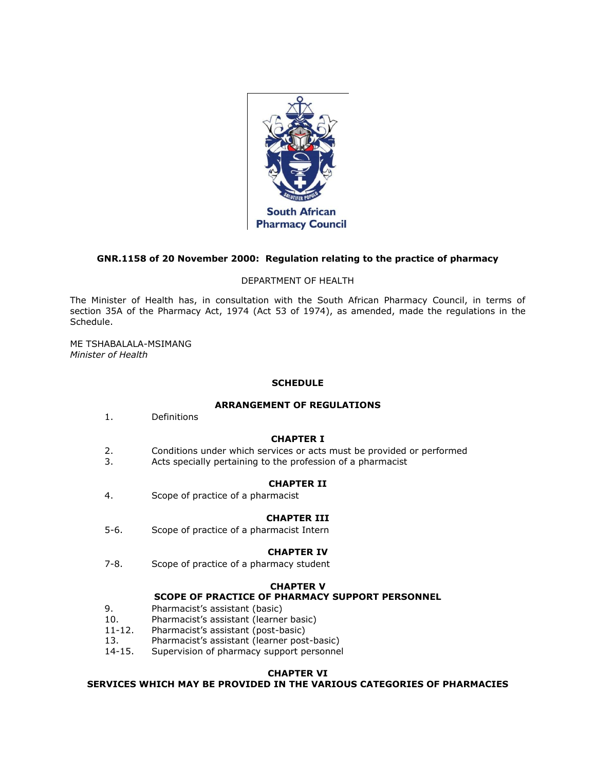South African Pharmacy Council

**GNR.1158 of 20 November 2000: Regulation relating to the practice of pharmacy**

DEPARTMENT OF HEALTH

The Minister of Health has, in consultation with the South African Pharmacy Council, in terms of section 35A of the Pharmacy Act, 1974 (Act 53 of 1974), as amended, made the regulations in the Schedule.

ME TSHABALALA-MSIMANG
*Minister of Health*

## SCHEDULE

### ARRANGEMENT OF REGULATIONS

1. Definitions

**CHAPTER I**

2. Conditions under which services or acts must be provided or performed
3. Acts specially pertaining to the profession of a pharmacist

**CHAPTER II**

4. Scope of practice of a pharmacist

**CHAPTER III**

5-6. Scope of practice of a pharmacist Intern

**CHAPTER IV**

7-8. Scope of practice of a pharmacy student

**CHAPTER V**

**SCOPE OF PRACTICE OF PHARMACY SUPPORT PERSONNEL**

9. Pharmacist's assistant (basic)
10. Pharmacist's assistant (learner basic)
11-12. Pharmacist's assistant (post-basic)
13. Pharmacist's assistant (learner post-basic)
14-15. Supervision of pharmacy support personnel

**CHAPTER VI**

**SERVICES WHICH MAY BE PROVIDED IN THE VARIOUS CATEGORIES OF PHARMACIES**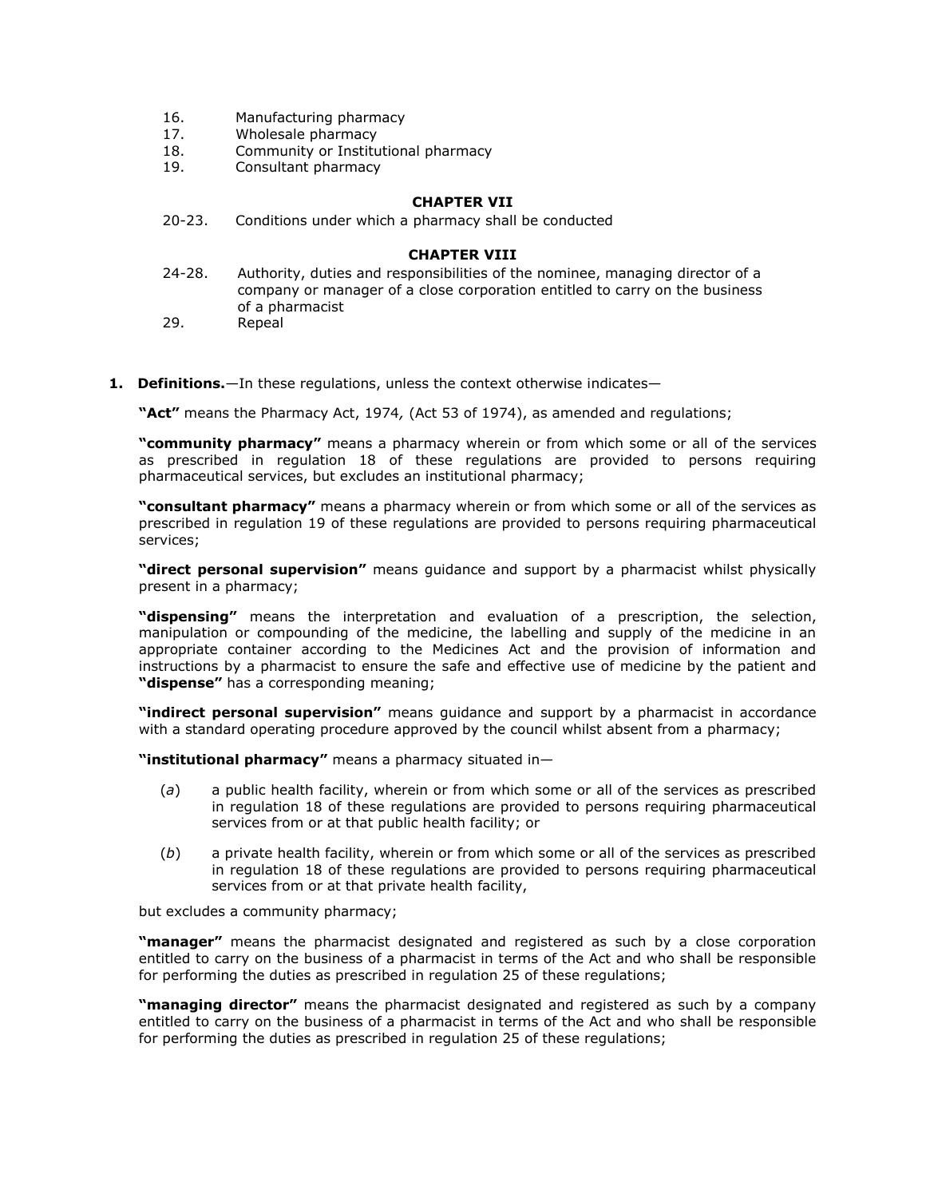16. Manufacturing pharmacy
17. Wholesale pharmacy
18. Community or Institutional pharmacy
19. Consultant pharmacy

**CHAPTER VII**

20-23. Conditions under which a pharmacy shall be conducted

**CHAPTER VIII**

24-28. Authority, duties and responsibilities of the nominee, managing director of a company or manager of a close corporation entitled to carry on the business of a pharmacist

29. Repeal

**1. Definitions.**—In these regulations, unless the context otherwise indicates—

**"Act"** means the Pharmacy Act, 1974, (Act 53 of 1974), as amended and regulations;

**"community pharmacy"** means a pharmacy wherein or from which some or all of the services as prescribed in regulation 18 of these regulations are provided to persons requiring pharmaceutical services, but excludes an institutional pharmacy;

**"consultant pharmacy"** means a pharmacy wherein or from which some or all of the services as prescribed in regulation 19 of these regulations are provided to persons requiring pharmaceutical services;

**"direct personal supervision"** means guidance and support by a pharmacist whilst physically present in a pharmacy;

**"dispensing"** means the interpretation and evaluation of a prescription, the selection, manipulation or compounding of the medicine, the labelling and supply of the medicine in an appropriate container according to the Medicines Act and the provision of information and instructions by a pharmacist to ensure the safe and effective use of medicine by the patient and **"dispense"** has a corresponding meaning;

**"indirect personal supervision"** means guidance and support by a pharmacist in accordance with a standard operating procedure approved by the council whilst absent from a pharmacy;

**"institutional pharmacy"** means a pharmacy situated in—

(*a*) a public health facility, wherein or from which some or all of the services as prescribed in regulation 18 of these regulations are provided to persons requiring pharmaceutical services from or at that public health facility; or

(*b*) a private health facility, wherein or from which some or all of the services as prescribed in regulation 18 of these regulations are provided to persons requiring pharmaceutical services from or at that private health facility,

but excludes a community pharmacy;

**"manager"** means the pharmacist designated and registered as such by a close corporation entitled to carry on the business of a pharmacist in terms of the Act and who shall be responsible for performing the duties as prescribed in regulation 25 of these regulations;

**"managing director"** means the pharmacist designated and registered as such by a company entitled to carry on the business of a pharmacist in terms of the Act and who shall be responsible for performing the duties as prescribed in regulation 25 of these regulations;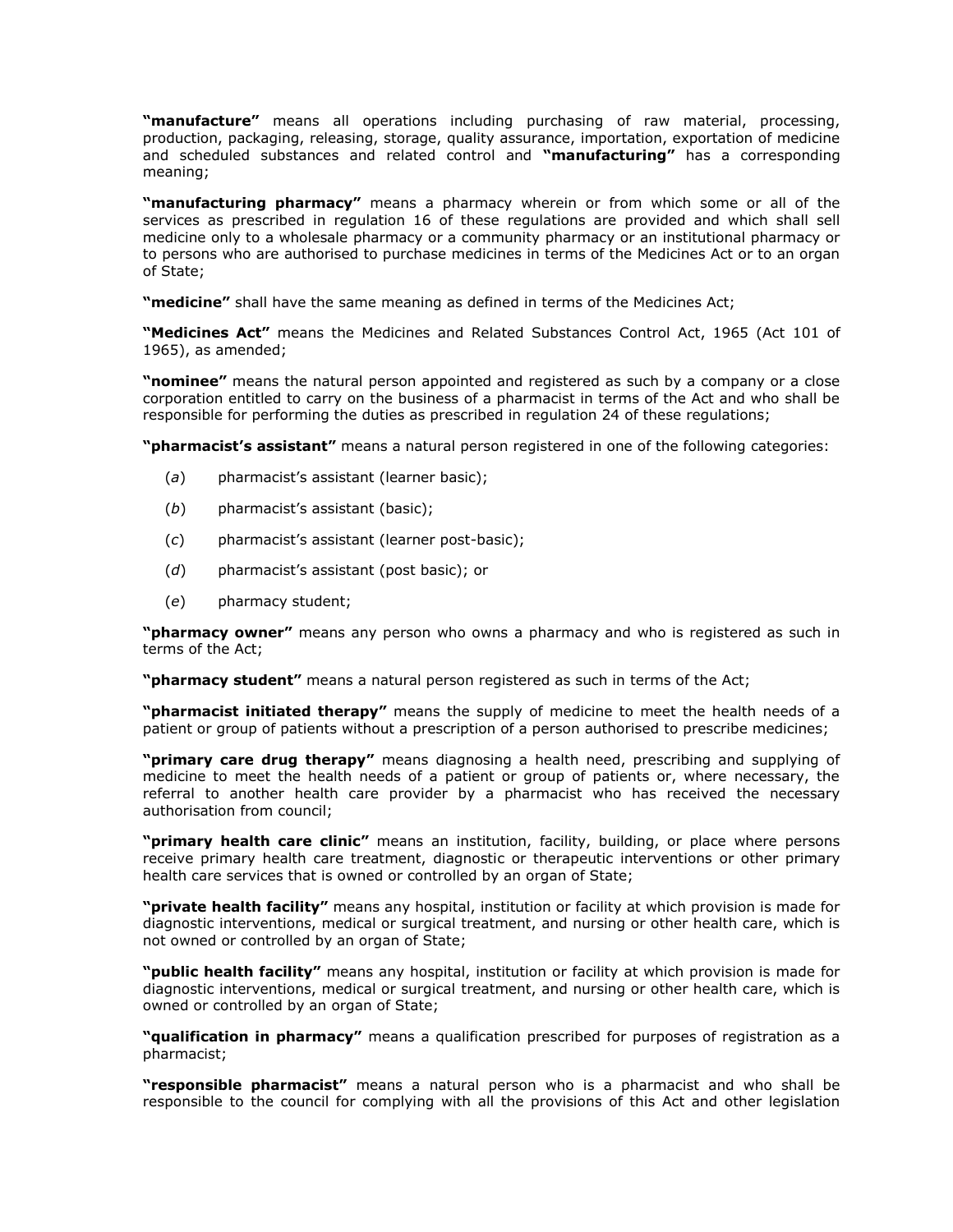**"manufacture"** means all operations including purchasing of raw material, processing, production, packaging, releasing, storage, quality assurance, importation, exportation of medicine and scheduled substances and related control and **"manufacturing"** has a corresponding meaning;

**"manufacturing pharmacy"** means a pharmacy wherein or from which some or all of the services as prescribed in regulation 16 of these regulations are provided and which shall sell medicine only to a wholesale pharmacy or a community pharmacy or an institutional pharmacy or to persons who are authorised to purchase medicines in terms of the Medicines Act or to an organ of State;

**"medicine"** shall have the same meaning as defined in terms of the Medicines Act;

**"Medicines Act"** means the Medicines and Related Substances Control Act, 1965 (Act 101 of 1965), as amended;

**"nominee"** means the natural person appointed and registered as such by a company or a close corporation entitled to carry on the business of a pharmacist in terms of the Act and who shall be responsible for performing the duties as prescribed in regulation 24 of these regulations;

**"pharmacist's assistant"** means a natural person registered in one of the following categories:

(*a*) pharmacist's assistant (learner basic);

(*b*) pharmacist's assistant (basic);

(*c*) pharmacist's assistant (learner post-basic);

(*d*) pharmacist's assistant (post basic); or

(*e*) pharmacy student;

**"pharmacy owner"** means any person who owns a pharmacy and who is registered as such in terms of the Act;

**"pharmacy student"** means a natural person registered as such in terms of the Act;

**"pharmacist initiated therapy"** means the supply of medicine to meet the health needs of a patient or group of patients without a prescription of a person authorised to prescribe medicines;

**"primary care drug therapy"** means diagnosing a health need, prescribing and supplying of medicine to meet the health needs of a patient or group of patients or, where necessary, the referral to another health care provider by a pharmacist who has received the necessary authorisation from council;

**"primary health care clinic"** means an institution, facility, building, or place where persons receive primary health care treatment, diagnostic or therapeutic interventions or other primary health care services that is owned or controlled by an organ of State;

**"private health facility"** means any hospital, institution or facility at which provision is made for diagnostic interventions, medical or surgical treatment, and nursing or other health care, which is not owned or controlled by an organ of State;

**"public health facility"** means any hospital, institution or facility at which provision is made for diagnostic interventions, medical or surgical treatment, and nursing or other health care, which is owned or controlled by an organ of State;

**"qualification in pharmacy"** means a qualification prescribed for purposes of registration as a pharmacist;

**"responsible pharmacist"** means a natural person who is a pharmacist and who shall be responsible to the council for complying with all the provisions of this Act and other legislation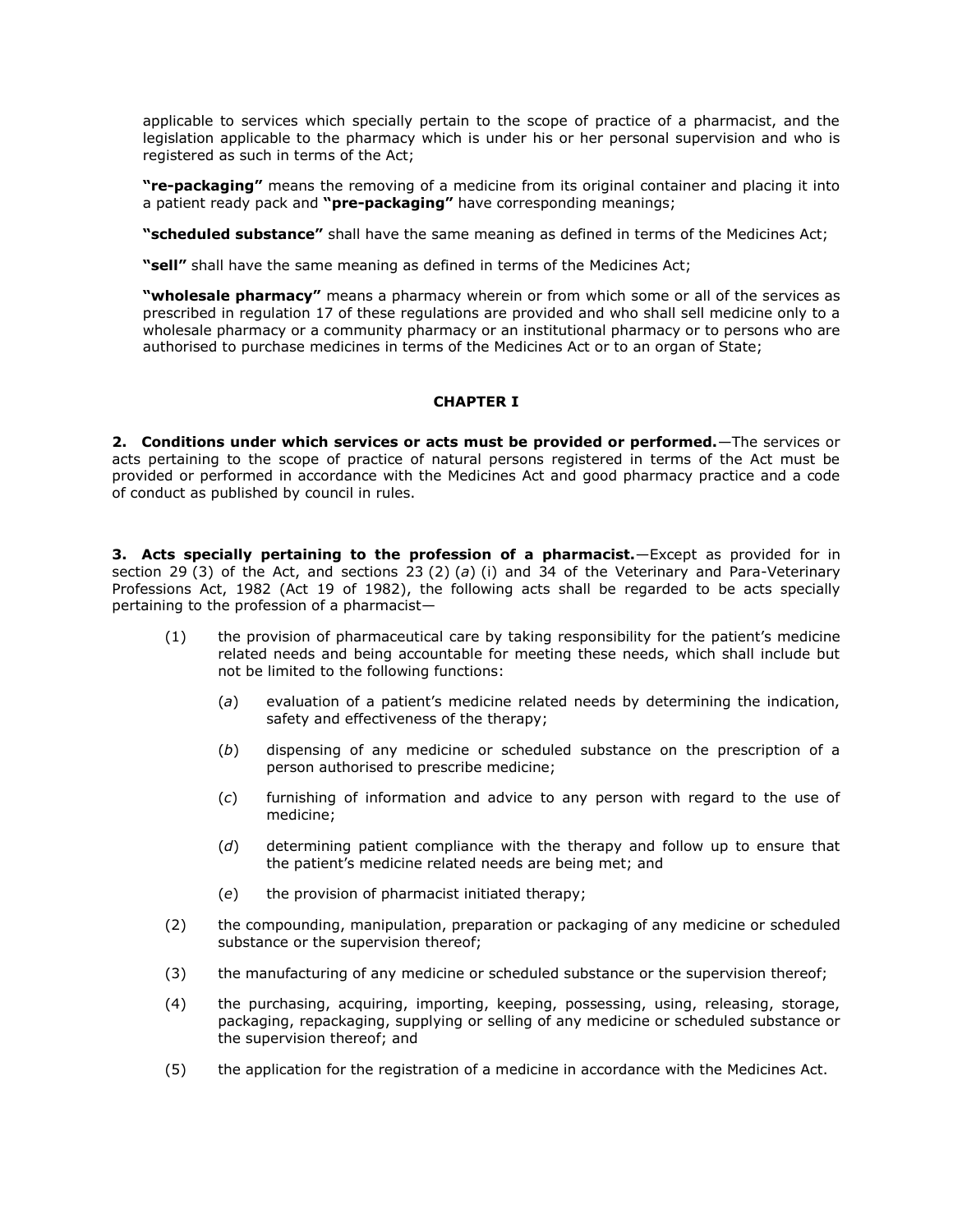applicable to services which specially pertain to the scope of practice of a pharmacist, and the legislation applicable to the pharmacy which is under his or her personal supervision and who is registered as such in terms of the Act;

**"re-packaging"** means the removing of a medicine from its original container and placing it into a patient ready pack and **"pre-packaging"** have corresponding meanings;

**"scheduled substance"** shall have the same meaning as defined in terms of the Medicines Act;

**"sell"** shall have the same meaning as defined in terms of the Medicines Act;

**"wholesale pharmacy"** means a pharmacy wherein or from which some or all of the services as prescribed in regulation 17 of these regulations are provided and who shall sell medicine only to a wholesale pharmacy or a community pharmacy or an institutional pharmacy or to persons who are authorised to purchase medicines in terms of the Medicines Act or to an organ of State;

## CHAPTER I

**2. Conditions under which services or acts must be provided or performed.**—The services or acts pertaining to the scope of practice of natural persons registered in terms of the Act must be provided or performed in accordance with the Medicines Act and good pharmacy practice and a code of conduct as published by council in rules.

**3. Acts specially pertaining to the profession of a pharmacist.**—Except as provided for in section 29 (3) of the Act, and sections 23 (2) (*a*) (i) and 34 of the Veterinary and Para-Veterinary Professions Act, 1982 (Act 19 of 1982), the following acts shall be regarded to be acts specially pertaining to the profession of a pharmacist—

(1) the provision of pharmaceutical care by taking responsibility for the patient's medicine related needs and being accountable for meeting these needs, which shall include but not be limited to the following functions:

- (*a*) evaluation of a patient's medicine related needs by determining the indication, safety and effectiveness of the therapy;
- (*b*) dispensing of any medicine or scheduled substance on the prescription of a person authorised to prescribe medicine;
- (*c*) furnishing of information and advice to any person with regard to the use of medicine;
- (*d*) determining patient compliance with the therapy and follow up to ensure that the patient's medicine related needs are being met; and
- (*e*) the provision of pharmacist initiated therapy;

(2) the compounding, manipulation, preparation or packaging of any medicine or scheduled substance or the supervision thereof;

(3) the manufacturing of any medicine or scheduled substance or the supervision thereof;

(4) the purchasing, acquiring, importing, keeping, possessing, using, releasing, storage, packaging, repackaging, supplying or selling of any medicine or scheduled substance or the supervision thereof; and

(5) the application for the registration of a medicine in accordance with the Medicines Act.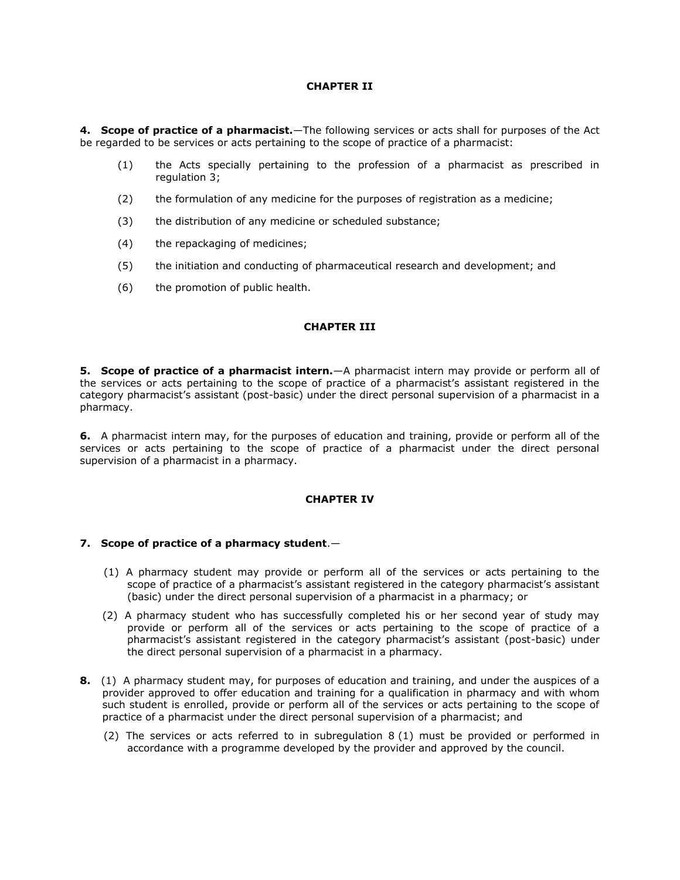## CHAPTER II

**4. Scope of practice of a pharmacist.**—The following services or acts shall for purposes of the Act be regarded to be services or acts pertaining to the scope of practice of a pharmacist:

(1) the Acts specially pertaining to the profession of a pharmacist as prescribed in regulation 3;

(2) the formulation of any medicine for the purposes of registration as a medicine;

(3) the distribution of any medicine or scheduled substance;

(4) the repackaging of medicines;

(5) the initiation and conducting of pharmaceutical research and development; and

(6) the promotion of public health.

## CHAPTER III

**5. Scope of practice of a pharmacist intern.**—A pharmacist intern may provide or perform all of the services or acts pertaining to the scope of practice of a pharmacist's assistant registered in the category pharmacist's assistant (post-basic) under the direct personal supervision of a pharmacist in a pharmacy.

**6.** A pharmacist intern may, for the purposes of education and training, provide or perform all of the services or acts pertaining to the scope of practice of a pharmacist under the direct personal supervision of a pharmacist in a pharmacy.

## CHAPTER IV

**7. Scope of practice of a pharmacy student**.—

(1) A pharmacy student may provide or perform all of the services or acts pertaining to the scope of practice of a pharmacist's assistant registered in the category pharmacist's assistant (basic) under the direct personal supervision of a pharmacist in a pharmacy; or

(2) A pharmacy student who has successfully completed his or her second year of study may provide or perform all of the services or acts pertaining to the scope of practice of a pharmacist's assistant registered in the category pharmacist's assistant (post-basic) under the direct personal supervision of a pharmacist in a pharmacy.

**8.** (1) A pharmacy student may, for purposes of education and training, and under the auspices of a provider approved to offer education and training for a qualification in pharmacy and with whom such student is enrolled, provide or perform all of the services or acts pertaining to the scope of practice of a pharmacist under the direct personal supervision of a pharmacist; and

(2) The services or acts referred to in subregulation 8 (1) must be provided or performed in accordance with a programme developed by the provider and approved by the council.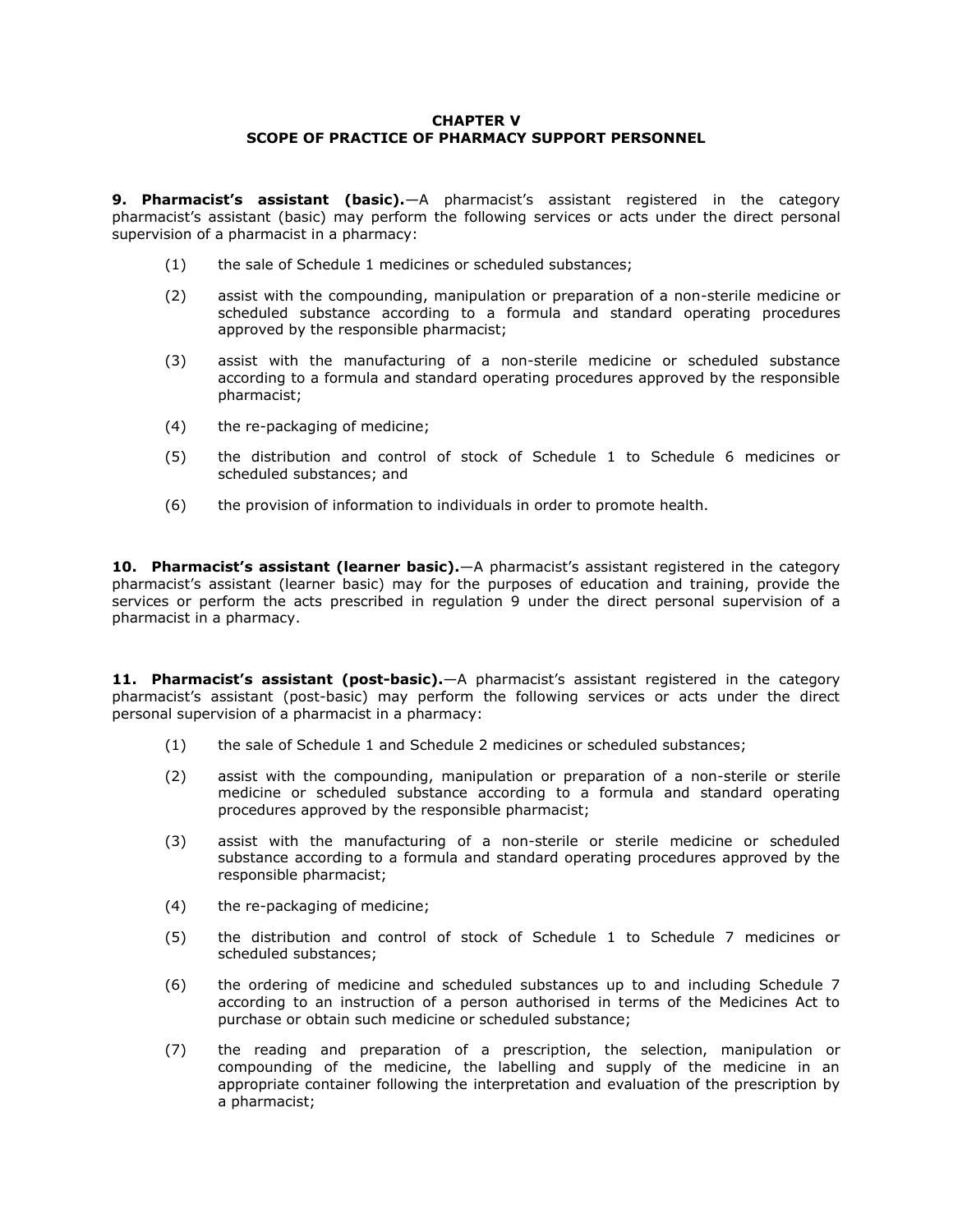## CHAPTER V
## SCOPE OF PRACTICE OF PHARMACY SUPPORT PERSONNEL

**9. Pharmacist's assistant (basic).**—A pharmacist's assistant registered in the category pharmacist's assistant (basic) may perform the following services or acts under the direct personal supervision of a pharmacist in a pharmacy:

(1) the sale of Schedule 1 medicines or scheduled substances;

(2) assist with the compounding, manipulation or preparation of a non-sterile medicine or scheduled substance according to a formula and standard operating procedures approved by the responsible pharmacist;

(3) assist with the manufacturing of a non-sterile medicine or scheduled substance according to a formula and standard operating procedures approved by the responsible pharmacist;

(4) the re-packaging of medicine;

(5) the distribution and control of stock of Schedule 1 to Schedule 6 medicines or scheduled substances; and

(6) the provision of information to individuals in order to promote health.

**10. Pharmacist's assistant (learner basic).**—A pharmacist's assistant registered in the category pharmacist's assistant (learner basic) may for the purposes of education and training, provide the services or perform the acts prescribed in regulation 9 under the direct personal supervision of a pharmacist in a pharmacy.

**11. Pharmacist's assistant (post-basic).**—A pharmacist's assistant registered in the category pharmacist's assistant (post-basic) may perform the following services or acts under the direct personal supervision of a pharmacist in a pharmacy:

(1) the sale of Schedule 1 and Schedule 2 medicines or scheduled substances;

(2) assist with the compounding, manipulation or preparation of a non-sterile or sterile medicine or scheduled substance according to a formula and standard operating procedures approved by the responsible pharmacist;

(3) assist with the manufacturing of a non-sterile or sterile medicine or scheduled substance according to a formula and standard operating procedures approved by the responsible pharmacist;

(4) the re-packaging of medicine;

(5) the distribution and control of stock of Schedule 1 to Schedule 7 medicines or scheduled substances;

(6) the ordering of medicine and scheduled substances up to and including Schedule 7 according to an instruction of a person authorised in terms of the Medicines Act to purchase or obtain such medicine or scheduled substance;

(7) the reading and preparation of a prescription, the selection, manipulation or compounding of the medicine, the labelling and supply of the medicine in an appropriate container following the interpretation and evaluation of the prescription by a pharmacist;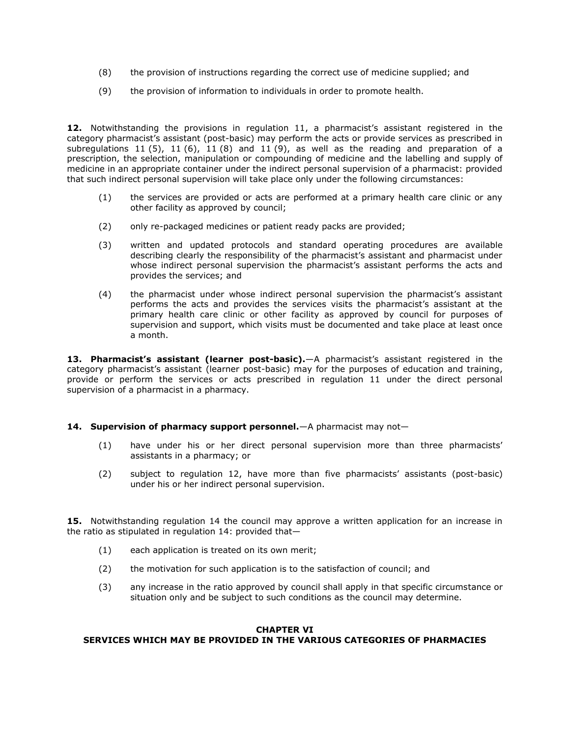(8) the provision of instructions regarding the correct use of medicine supplied; and

(9) the provision of information to individuals in order to promote health.

**12.** Notwithstanding the provisions in regulation 11, a pharmacist's assistant registered in the category pharmacist's assistant (post-basic) may perform the acts or provide services as prescribed in subregulations 11 (5), 11 (6), 11 (8) and 11 (9), as well as the reading and preparation of a prescription, the selection, manipulation or compounding of medicine and the labelling and supply of medicine in an appropriate container under the indirect personal supervision of a pharmacist: provided that such indirect personal supervision will take place only under the following circumstances:

(1) the services are provided or acts are performed at a primary health care clinic or any other facility as approved by council;

(2) only re-packaged medicines or patient ready packs are provided;

(3) written and updated protocols and standard operating procedures are available describing clearly the responsibility of the pharmacist's assistant and pharmacist under whose indirect personal supervision the pharmacist's assistant performs the acts and provides the services; and

(4) the pharmacist under whose indirect personal supervision the pharmacist's assistant performs the acts and provides the services visits the pharmacist's assistant at the primary health care clinic or other facility as approved by council for purposes of supervision and support, which visits must be documented and take place at least once a month.

**13. Pharmacist's assistant (learner post-basic).**—A pharmacist's assistant registered in the category pharmacist's assistant (learner post-basic) may for the purposes of education and training, provide or perform the services or acts prescribed in regulation 11 under the direct personal supervision of a pharmacist in a pharmacy.

**14. Supervision of pharmacy support personnel.**—A pharmacist may not—

(1) have under his or her direct personal supervision more than three pharmacists' assistants in a pharmacy; or

(2) subject to regulation 12, have more than five pharmacists' assistants (post-basic) under his or her indirect personal supervision.

**15.** Notwithstanding regulation 14 the council may approve a written application for an increase in the ratio as stipulated in regulation 14: provided that—

(1) each application is treated on its own merit;

(2) the motivation for such application is to the satisfaction of council; and

(3) any increase in the ratio approved by council shall apply in that specific circumstance or situation only and be subject to such conditions as the council may determine.

## CHAPTER VI
## SERVICES WHICH MAY BE PROVIDED IN THE VARIOUS CATEGORIES OF PHARMACIES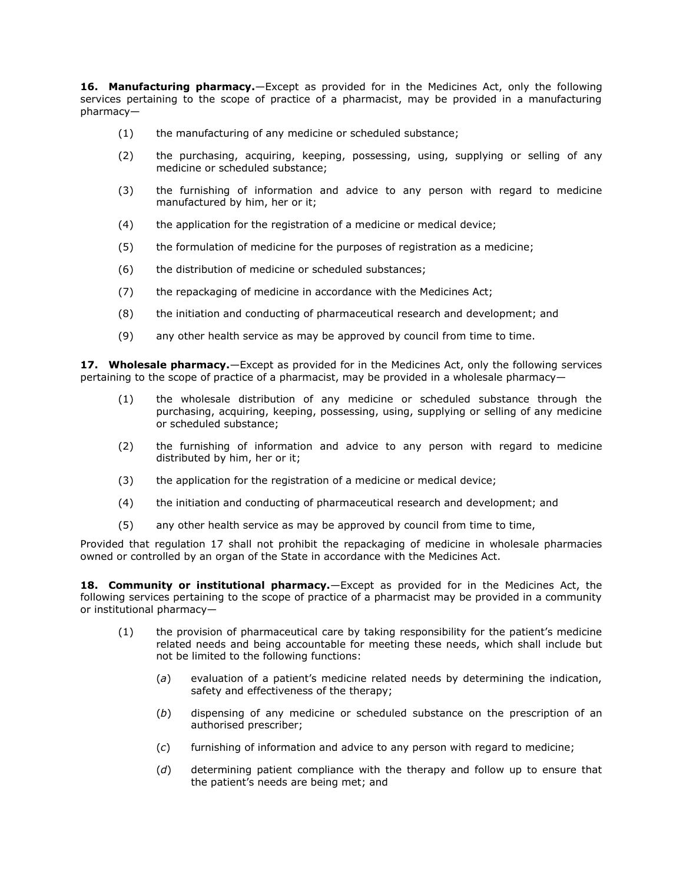**16. Manufacturing pharmacy.**—Except as provided for in the Medicines Act, only the following services pertaining to the scope of practice of a pharmacist, may be provided in a manufacturing pharmacy—

(1) the manufacturing of any medicine or scheduled substance;

(2) the purchasing, acquiring, keeping, possessing, using, supplying or selling of any medicine or scheduled substance;

(3) the furnishing of information and advice to any person with regard to medicine manufactured by him, her or it;

(4) the application for the registration of a medicine or medical device;

(5) the formulation of medicine for the purposes of registration as a medicine;

(6) the distribution of medicine or scheduled substances;

(7) the repackaging of medicine in accordance with the Medicines Act;

(8) the initiation and conducting of pharmaceutical research and development; and

(9) any other health service as may be approved by council from time to time.

**17. Wholesale pharmacy.**—Except as provided for in the Medicines Act, only the following services pertaining to the scope of practice of a pharmacist, may be provided in a wholesale pharmacy—

(1) the wholesale distribution of any medicine or scheduled substance through the purchasing, acquiring, keeping, possessing, using, supplying or selling of any medicine or scheduled substance;

(2) the furnishing of information and advice to any person with regard to medicine distributed by him, her or it;

(3) the application for the registration of a medicine or medical device;

(4) the initiation and conducting of pharmaceutical research and development; and

(5) any other health service as may be approved by council from time to time,

Provided that regulation 17 shall not prohibit the repackaging of medicine in wholesale pharmacies owned or controlled by an organ of the State in accordance with the Medicines Act.

**18. Community or institutional pharmacy.**—Except as provided for in the Medicines Act, the following services pertaining to the scope of practice of a pharmacist may be provided in a community or institutional pharmacy—

(1) the provision of pharmaceutical care by taking responsibility for the patient's medicine related needs and being accountable for meeting these needs, which shall include but not be limited to the following functions:

  (*a*) evaluation of a patient's medicine related needs by determining the indication, safety and effectiveness of the therapy;

  (*b*) dispensing of any medicine or scheduled substance on the prescription of an authorised prescriber;

  (*c*) furnishing of information and advice to any person with regard to medicine;

  (*d*) determining patient compliance with the therapy and follow up to ensure that the patient's needs are being met; and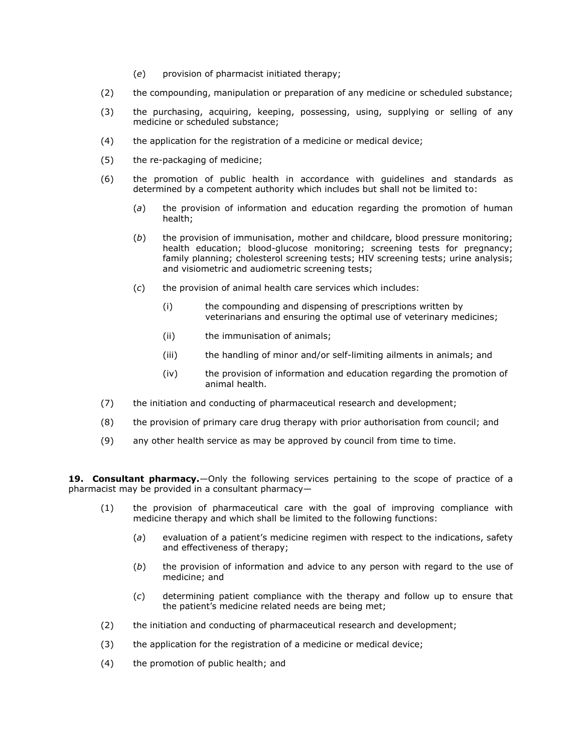(*e*) provision of pharmacist initiated therapy;

(2) the compounding, manipulation or preparation of any medicine or scheduled substance;

(3) the purchasing, acquiring, keeping, possessing, using, supplying or selling of any medicine or scheduled substance;

(4) the application for the registration of a medicine or medical device;

(5) the re-packaging of medicine;

(6) the promotion of public health in accordance with guidelines and standards as determined by a competent authority which includes but shall not be limited to:

(*a*) the provision of information and education regarding the promotion of human health;

(*b*) the provision of immunisation, mother and childcare, blood pressure monitoring; health education; blood-glucose monitoring; screening tests for pregnancy; family planning; cholesterol screening tests; HIV screening tests; urine analysis; and visiometric and audiometric screening tests;

(*c*) the provision of animal health care services which includes:

(i) the compounding and dispensing of prescriptions written by veterinarians and ensuring the optimal use of veterinary medicines;

(ii) the immunisation of animals;

(iii) the handling of minor and/or self-limiting ailments in animals; and

(iv) the provision of information and education regarding the promotion of animal health.

(7) the initiation and conducting of pharmaceutical research and development;

(8) the provision of primary care drug therapy with prior authorisation from council; and

(9) any other health service as may be approved by council from time to time.

**19. Consultant pharmacy.**—Only the following services pertaining to the scope of practice of a pharmacist may be provided in a consultant pharmacy—

(1) the provision of pharmaceutical care with the goal of improving compliance with medicine therapy and which shall be limited to the following functions:

(*a*) evaluation of a patient's medicine regimen with respect to the indications, safety and effectiveness of therapy;

(*b*) the provision of information and advice to any person with regard to the use of medicine; and

(*c*) determining patient compliance with the therapy and follow up to ensure that the patient's medicine related needs are being met;

(2) the initiation and conducting of pharmaceutical research and development;

(3) the application for the registration of a medicine or medical device;

(4) the promotion of public health; and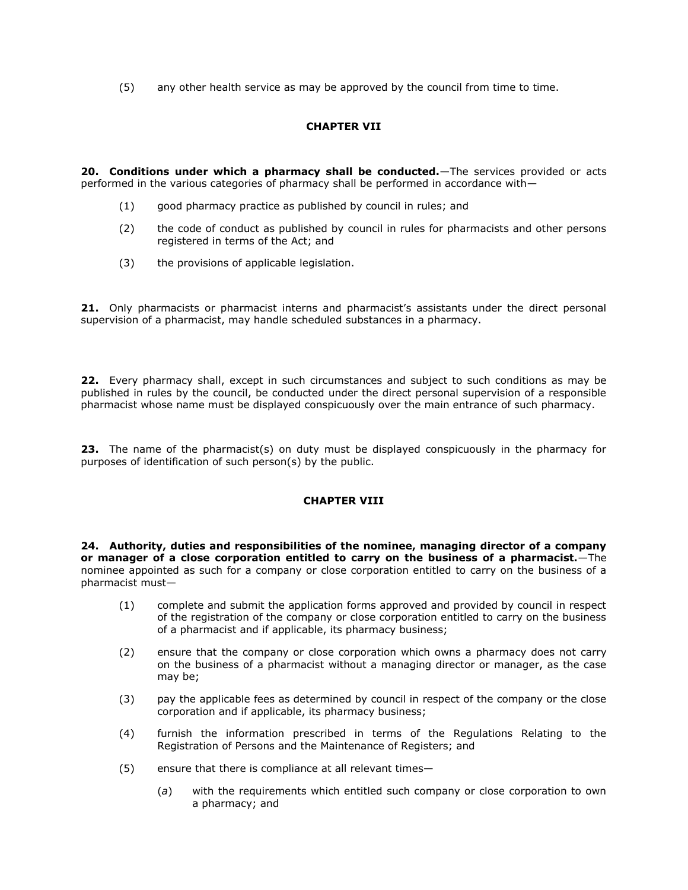(5) any other health service as may be approved by the council from time to time.

## CHAPTER VII

**20. Conditions under which a pharmacy shall be conducted.**—The services provided or acts performed in the various categories of pharmacy shall be performed in accordance with—

(1) good pharmacy practice as published by council in rules; and

(2) the code of conduct as published by council in rules for pharmacists and other persons registered in terms of the Act; and

(3) the provisions of applicable legislation.

**21.** Only pharmacists or pharmacist interns and pharmacist's assistants under the direct personal supervision of a pharmacist, may handle scheduled substances in a pharmacy.

**22.** Every pharmacy shall, except in such circumstances and subject to such conditions as may be published in rules by the council, be conducted under the direct personal supervision of a responsible pharmacist whose name must be displayed conspicuously over the main entrance of such pharmacy.

**23.** The name of the pharmacist(s) on duty must be displayed conspicuously in the pharmacy for purposes of identification of such person(s) by the public.

## CHAPTER VIII

**24. Authority, duties and responsibilities of the nominee, managing director of a company or manager of a close corporation entitled to carry on the business of a pharmacist.**—The nominee appointed as such for a company or close corporation entitled to carry on the business of a pharmacist must—

(1) complete and submit the application forms approved and provided by council in respect of the registration of the company or close corporation entitled to carry on the business of a pharmacist and if applicable, its pharmacy business;

(2) ensure that the company or close corporation which owns a pharmacy does not carry on the business of a pharmacist without a managing director or manager, as the case may be;

(3) pay the applicable fees as determined by council in respect of the company or the close corporation and if applicable, its pharmacy business;

(4) furnish the information prescribed in terms of the Regulations Relating to the Registration of Persons and the Maintenance of Registers; and

(5) ensure that there is compliance at all relevant times—

(*a*) with the requirements which entitled such company or close corporation to own a pharmacy; and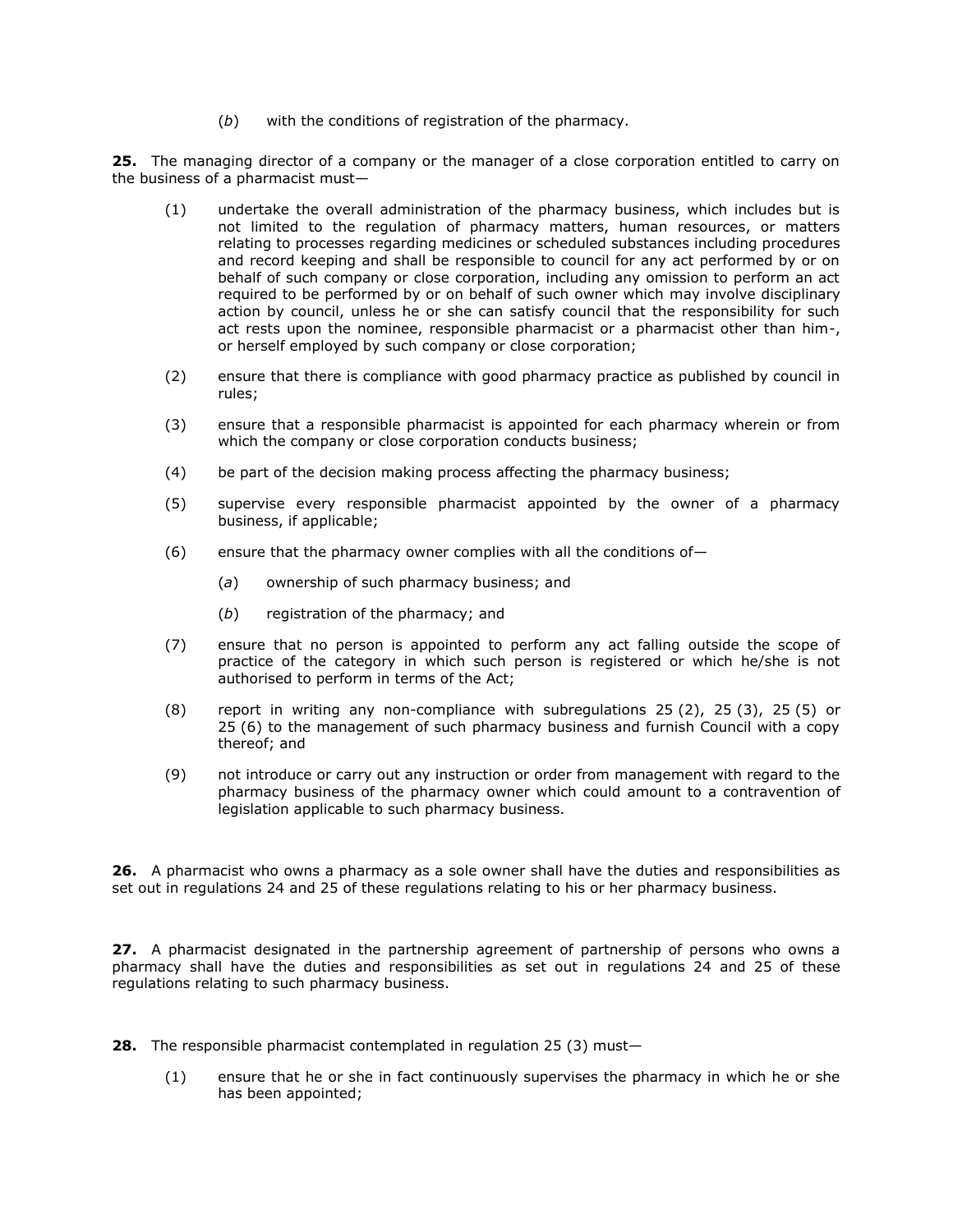(*b*) with the conditions of registration of the pharmacy.

**25.** The managing director of a company or the manager of a close corporation entitled to carry on the business of a pharmacist must—

(1) undertake the overall administration of the pharmacy business, which includes but is not limited to the regulation of pharmacy matters, human resources, or matters relating to processes regarding medicines or scheduled substances including procedures and record keeping and shall be responsible to council for any act performed by or on behalf of such company or close corporation, including any omission to perform an act required to be performed by or on behalf of such owner which may involve disciplinary action by council, unless he or she can satisfy council that the responsibility for such act rests upon the nominee, responsible pharmacist or a pharmacist other than him-, or herself employed by such company or close corporation;

(2) ensure that there is compliance with good pharmacy practice as published by council in rules;

(3) ensure that a responsible pharmacist is appointed for each pharmacy wherein or from which the company or close corporation conducts business;

(4) be part of the decision making process affecting the pharmacy business;

(5) supervise every responsible pharmacist appointed by the owner of a pharmacy business, if applicable;

(6) ensure that the pharmacy owner complies with all the conditions of—

(*a*) ownership of such pharmacy business; and

(*b*) registration of the pharmacy; and

(7) ensure that no person is appointed to perform any act falling outside the scope of practice of the category in which such person is registered or which he/she is not authorised to perform in terms of the Act;

(8) report in writing any non-compliance with subregulations 25 (2), 25 (3), 25 (5) or 25 (6) to the management of such pharmacy business and furnish Council with a copy thereof; and

(9) not introduce or carry out any instruction or order from management with regard to the pharmacy business of the pharmacy owner which could amount to a contravention of legislation applicable to such pharmacy business.

**26.** A pharmacist who owns a pharmacy as a sole owner shall have the duties and responsibilities as set out in regulations 24 and 25 of these regulations relating to his or her pharmacy business.

**27.** A pharmacist designated in the partnership agreement of partnership of persons who owns a pharmacy shall have the duties and responsibilities as set out in regulations 24 and 25 of these regulations relating to such pharmacy business.

**28.** The responsible pharmacist contemplated in regulation 25 (3) must—

(1) ensure that he or she in fact continuously supervises the pharmacy in which he or she has been appointed;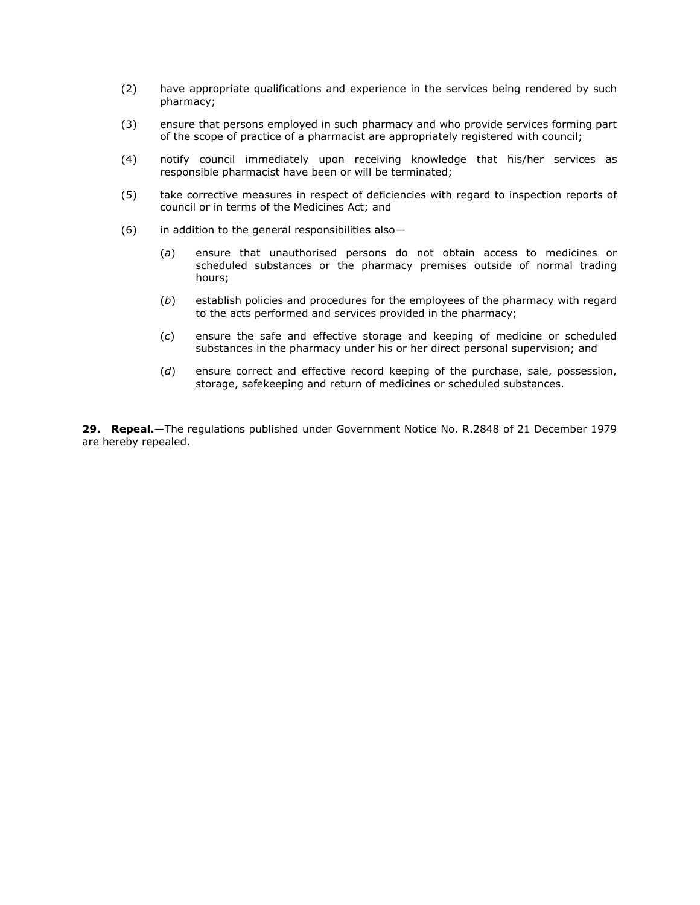(2) have appropriate qualifications and experience in the services being rendered by such pharmacy;

(3) ensure that persons employed in such pharmacy and who provide services forming part of the scope of practice of a pharmacist are appropriately registered with council;

(4) notify council immediately upon receiving knowledge that his/her services as responsible pharmacist have been or will be terminated;

(5) take corrective measures in respect of deficiencies with regard to inspection reports of council or in terms of the Medicines Act; and

(6) in addition to the general responsibilities also—

(*a*) ensure that unauthorised persons do not obtain access to medicines or scheduled substances or the pharmacy premises outside of normal trading hours;

(*b*) establish policies and procedures for the employees of the pharmacy with regard to the acts performed and services provided in the pharmacy;

(*c*) ensure the safe and effective storage and keeping of medicine or scheduled substances in the pharmacy under his or her direct personal supervision; and

(*d*) ensure correct and effective record keeping of the purchase, sale, possession, storage, safekeeping and return of medicines or scheduled substances.

**29. Repeal.**—The regulations published under Government Notice No. R.2848 of 21 December 1979 are hereby repealed.